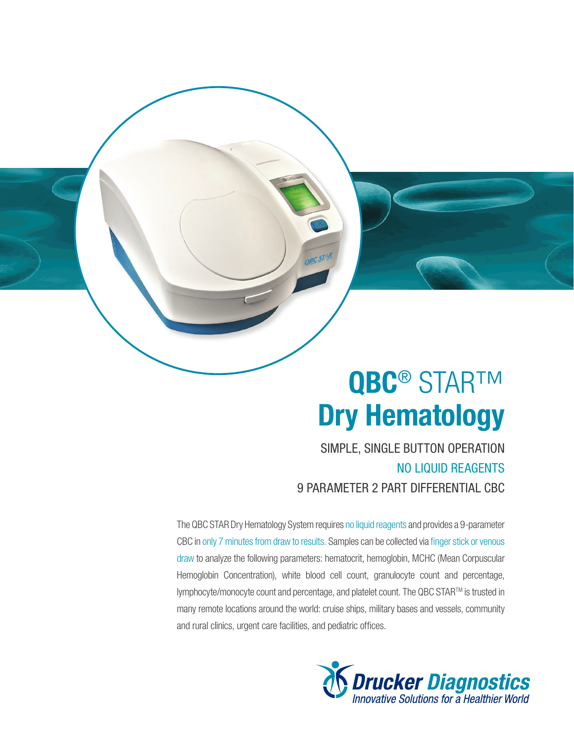# QBC® STAR™
# Dry Hematology

SIMPLE, SINGLE BUTTON OPERATION

NO LIQUID REAGENTS

9 PARAMETER 2 PART DIFFERENTIAL CBC

The QBC STAR Dry Hematology System requires no liquid reagents and provides a 9-parameter CBC in only 7 minutes from draw to results. Samples can be collected via finger stick or venous draw to analyze the following parameters: hematocrit, hemoglobin, MCHC (Mean Corpuscular Hemoglobin Concentration), white blood cell count, granulocyte count and percentage, lymphocyte/monocyte count and percentage, and platelet count. The QBC STAR™ is trusted in many remote locations around the world: cruise ships, military bases and vessels, community and rural clinics, urgent care facilities, and pediatric offices.

**Drucker Diagnostics**
*Innovative Solutions for a Healthier World*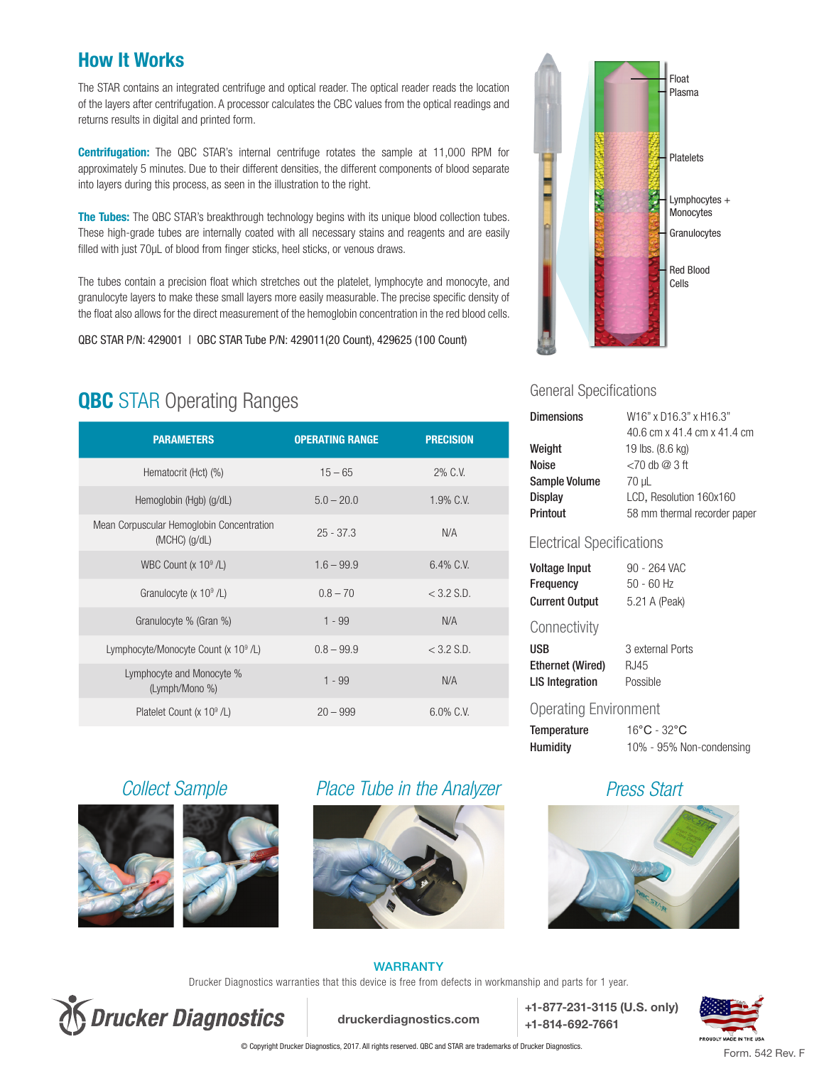## How It Works

The STAR contains an integrated centrifuge and optical reader. The optical reader reads the location of the layers after centrifugation. A processor calculates the CBC values from the optical readings and returns results in digital and printed form.

**Centrifugation:** The QBC STAR's internal centrifuge rotates the sample at 11,000 RPM for approximately 5 minutes. Due to their different densities, the different components of blood separate into layers during this process, as seen in the illustration to the right.

**The Tubes:** The QBC STAR's breakthrough technology begins with its unique blood collection tubes. These high-grade tubes are internally coated with all necessary stains and reagents and are easily filled with just 70µL of blood from finger sticks, heel sticks, or venous draws.

The tubes contain a precision float which stretches out the platelet, lymphocyte and monocyte, and granulocyte layers to make these small layers more easily measurable. The precise specific density of the float also allows for the direct measurement of the hemoglobin concentration in the red blood cells.

QBC STAR P/N: 429001 | OBC STAR Tube P/N: 429011(20 Count), 429625 (100 Count)

Float
Plasma
Platelets
Lymphocytes + Monocytes
Granulocytes
Red Blood Cells

## QBC STAR Operating Ranges

| PARAMETERS | OPERATING RANGE | PRECISION |
|---|---|---|
| Hematocrit (Hct) (%) | 15 – 65 | 2% C.V. |
| Hemoglobin (Hgb) (g/dL) | 5.0 – 20.0 | 1.9% C.V. |
| Mean Corpuscular Hemoglobin Concentration (MCHC) (g/dL) | 25 - 37.3 | N/A |
| WBC Count (x $10^9$ /L) | 1.6 – 99.9 | 6.4% C.V. |
| Granulocyte (x $10^9$ /L) | 0.8 – 70 | < 3.2 S.D. |
| Granulocyte % (Gran %) | 1 - 99 | N/A |
| Lymphocyte/Monocyte Count (x $10^9$ /L) | 0.8 – 99.9 | < 3.2 S.D. |
| Lymphocyte and Monocyte % (Lymph/Mono %) | 1 - 99 | N/A |
| Platelet Count (x $10^9$ /L) | 20 – 999 | 6.0% C.V. |

### General Specifications

| | |
|---|---|
| **Dimensions** | W16" x D16.3" x H16.3" 40.6 cm x 41.4 cm x 41.4 cm |
| **Weight** | 19 lbs. (8.6 kg) |
| **Noise** | <70 db @ 3 ft |
| **Sample Volume** | 70 µL |
| **Display** | LCD, Resolution 160x160 |
| **Printout** | 58 mm thermal recorder paper |

### Electrical Specifications

| | |
|---|---|
| **Voltage Input** | 90 - 264 VAC |
| **Frequency** | 50 - 60 Hz |
| **Current Output** | 5.21 A (Peak) |

### Connectivity

| | |
|---|---|
| **USB** | 3 external Ports |
| **Ethernet (Wired)** | RJ45 |
| **LIS Integration** | Possible |

### Operating Environment

| | |
|---|---|
| **Temperature** | 16°C - 32°C |
| **Humidity** | 10% - 95% Non-condensing |

*Collect Sample*

*Place Tube in the Analyzer*

*Press Start*

**WARRANTY**

Drucker Diagnostics warranties that this device is free from defects in workmanship and parts for 1 year.

Drucker Diagnostics

druckerdiagnostics.com

+1-877-231-3115 (U.S. only)
+1-814-692-7661

PROUDLY MADE IN THE USA

© Copyright Drucker Diagnostics, 2017. All rights reserved. QBC and STAR are trademarks of Drucker Diagnostics.

Form. 542 Rev. F